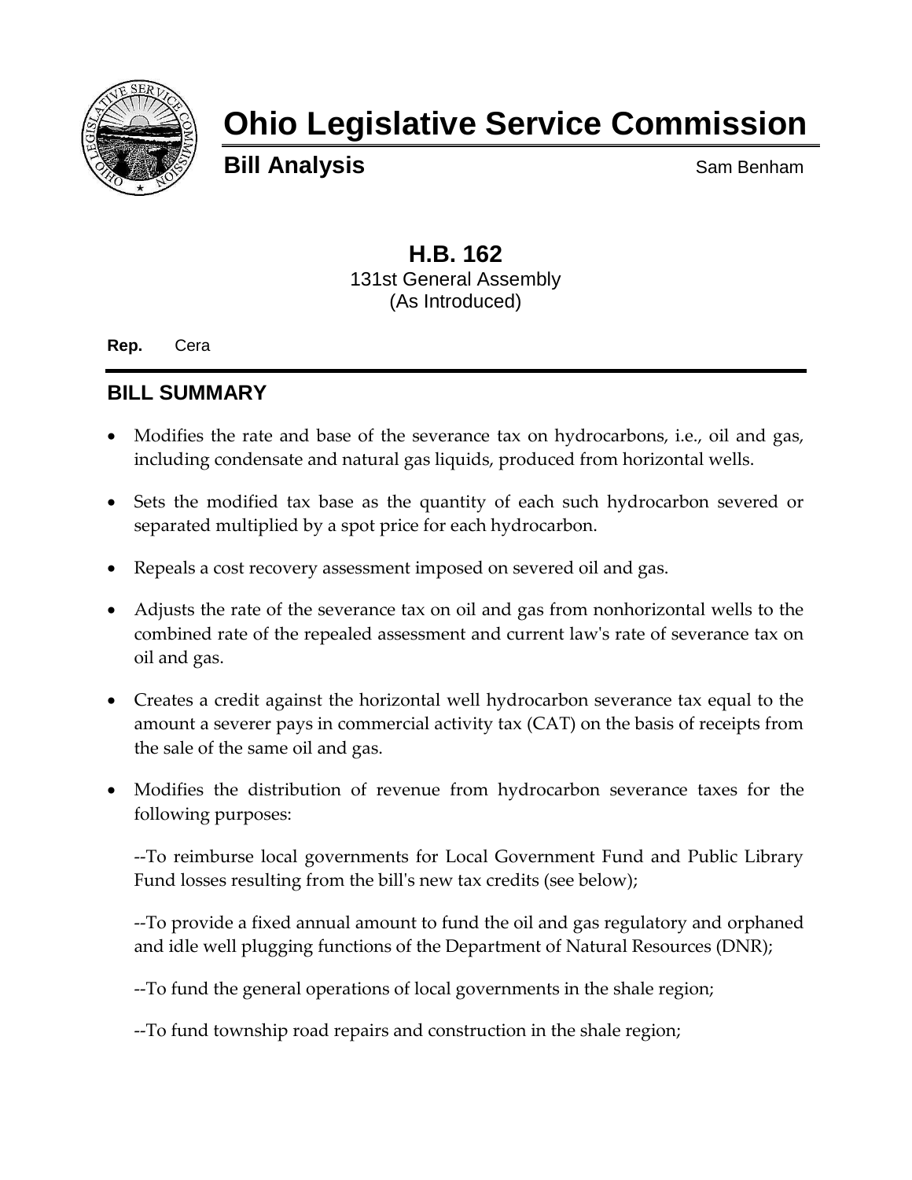# Ohio Legislative Service Commission

**Bill Analysis** Sam Benham

## H.B. 162

131st General Assembly
(As Introduced)

**Rep.** Cera

## BILL SUMMARY

- Modifies the rate and base of the severance tax on hydrocarbons, i.e., oil and gas, including condensate and natural gas liquids, produced from horizontal wells.
- Sets the modified tax base as the quantity of each such hydrocarbon severed or separated multiplied by a spot price for each hydrocarbon.
- Repeals a cost recovery assessment imposed on severed oil and gas.
- Adjusts the rate of the severance tax on oil and gas from nonhorizontal wells to the combined rate of the repealed assessment and current law's rate of severance tax on oil and gas.
- Creates a credit against the horizontal well hydrocarbon severance tax equal to the amount a severer pays in commercial activity tax (CAT) on the basis of receipts from the sale of the same oil and gas.
- Modifies the distribution of revenue from hydrocarbon severance taxes for the following purposes:

  --To reimburse local governments for Local Government Fund and Public Library Fund losses resulting from the bill's new tax credits (see below);

  --To provide a fixed annual amount to fund the oil and gas regulatory and orphaned and idle well plugging functions of the Department of Natural Resources (DNR);

  --To fund the general operations of local governments in the shale region;

  --To fund township road repairs and construction in the shale region;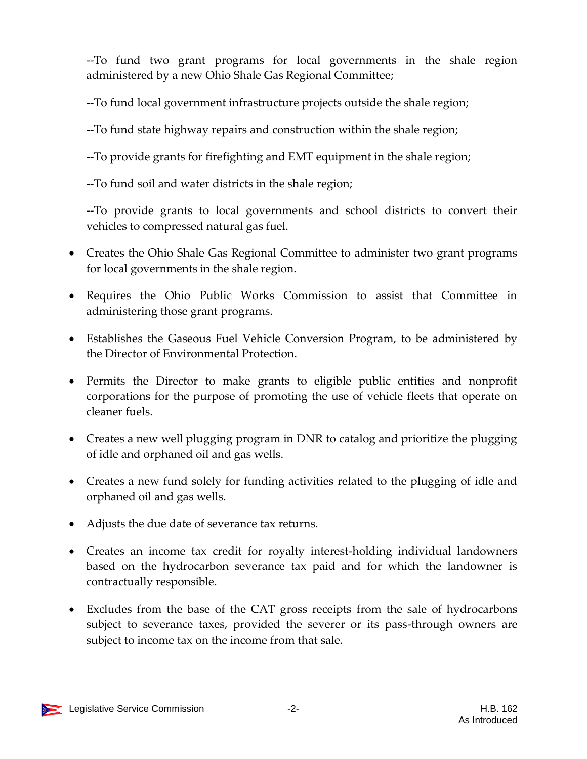--To fund two grant programs for local governments in the shale region administered by a new Ohio Shale Gas Regional Committee;

--To fund local government infrastructure projects outside the shale region;

--To fund state highway repairs and construction within the shale region;

--To provide grants for firefighting and EMT equipment in the shale region;

--To fund soil and water districts in the shale region;

--To provide grants to local governments and school districts to convert their vehicles to compressed natural gas fuel.

- Creates the Ohio Shale Gas Regional Committee to administer two grant programs for local governments in the shale region.
- Requires the Ohio Public Works Commission to assist that Committee in administering those grant programs.
- Establishes the Gaseous Fuel Vehicle Conversion Program, to be administered by the Director of Environmental Protection.
- Permits the Director to make grants to eligible public entities and nonprofit corporations for the purpose of promoting the use of vehicle fleets that operate on cleaner fuels.
- Creates a new well plugging program in DNR to catalog and prioritize the plugging of idle and orphaned oil and gas wells.
- Creates a new fund solely for funding activities related to the plugging of idle and orphaned oil and gas wells.
- Adjusts the due date of severance tax returns.
- Creates an income tax credit for royalty interest-holding individual landowners based on the hydrocarbon severance tax paid and for which the landowner is contractually responsible.
- Excludes from the base of the CAT gross receipts from the sale of hydrocarbons subject to severance taxes, provided the severer or its pass-through owners are subject to income tax on the income from that sale.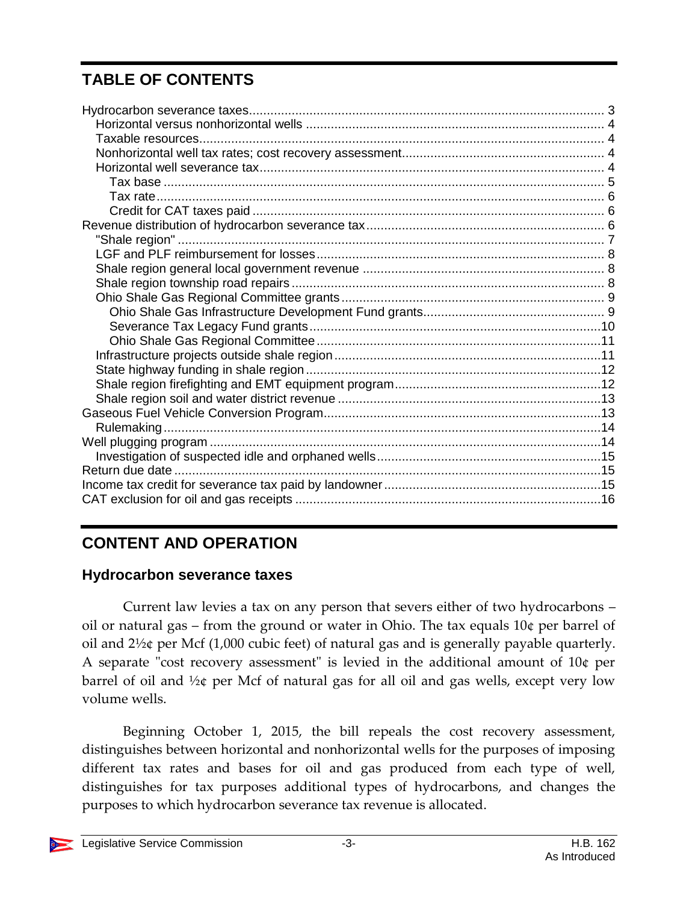## TABLE OF CONTENTS

Hydrocarbon severance taxes ... 3
- Horizontal versus nonhorizontal wells ... 4
- Taxable resources ... 4
- Nonhorizontal well tax rates; cost recovery assessment ... 4
- Horizontal well severance tax ... 4
  - Tax base ... 5
  - Tax rate ... 6
  - Credit for CAT taxes paid ... 6

Revenue distribution of hydrocarbon severance tax ... 6
- "Shale region" ... 7
- LGF and PLF reimbursement for losses ... 8
- Shale region general local government revenue ... 8
- Shale region township road repairs ... 8
- Ohio Shale Gas Regional Committee grants ... 9
  - Ohio Shale Gas Infrastructure Development Fund grants ... 9
  - Severance Tax Legacy Fund grants ... 10
  - Ohio Shale Gas Regional Committee ... 11
- Infrastructure projects outside shale region ... 11
- State highway funding in shale region ... 12
- Shale region firefighting and EMT equipment program ... 12
- Shale region soil and water district revenue ... 13

Gaseous Fuel Vehicle Conversion Program ... 13
- Rulemaking ... 14

Well plugging program ... 14
- Investigation of suspected idle and orphaned wells ... 15

Return due date ... 15

Income tax credit for severance tax paid by landowner ... 15

CAT exclusion for oil and gas receipts ... 16

## CONTENT AND OPERATION

### Hydrocarbon severance taxes

Current law levies a tax on any person that severs either of two hydrocarbons – oil or natural gas – from the ground or water in Ohio. The tax equals 10¢ per barrel of oil and 2½¢ per Mcf (1,000 cubic feet) of natural gas and is generally payable quarterly. A separate "cost recovery assessment" is levied in the additional amount of 10¢ per barrel of oil and ½¢ per Mcf of natural gas for all oil and gas wells, except very low volume wells.

Beginning October 1, 2015, the bill repeals the cost recovery assessment, distinguishes between horizontal and nonhorizontal wells for the purposes of imposing different tax rates and bases for oil and gas produced from each type of well, distinguishes for tax purposes additional types of hydrocarbons, and changes the purposes to which hydrocarbon severance tax revenue is allocated.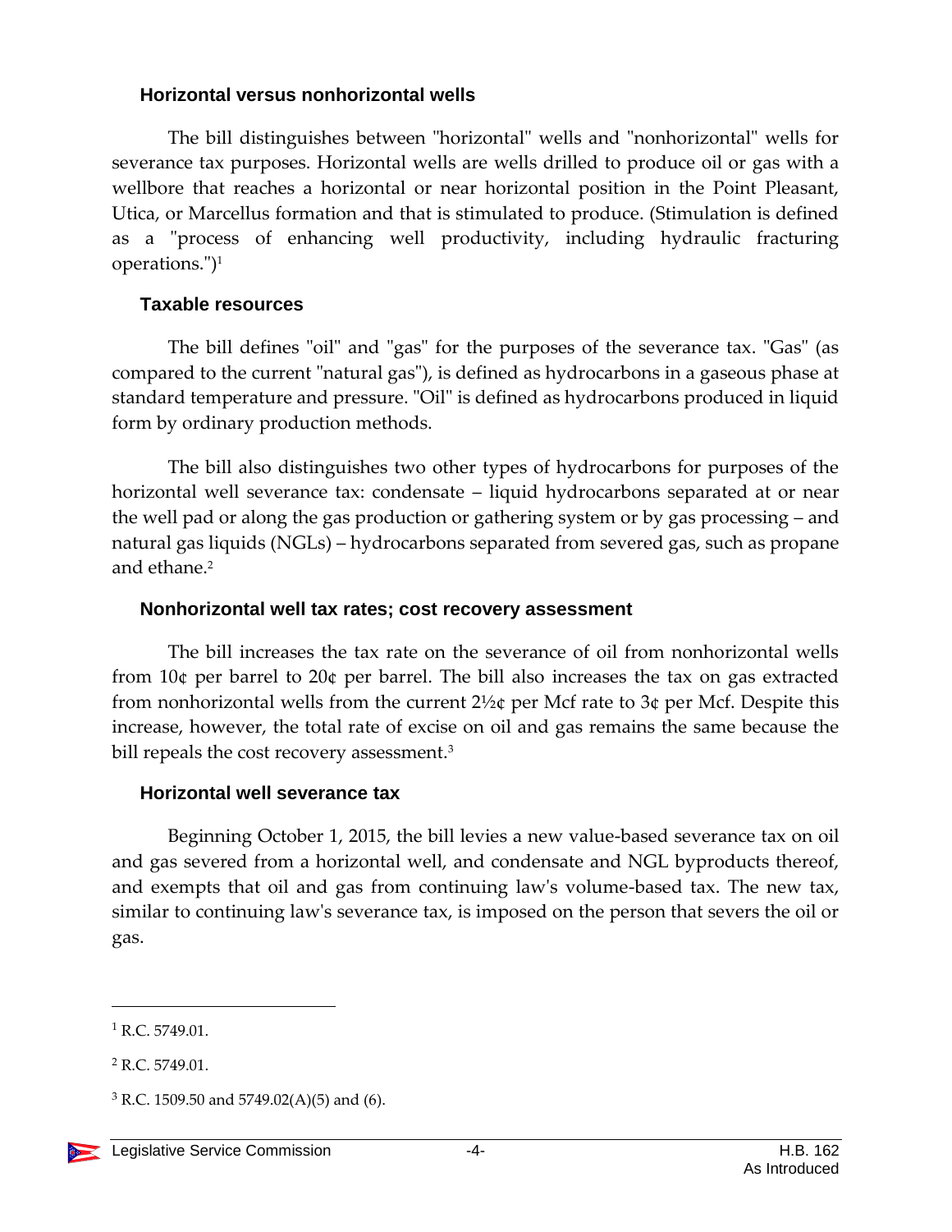### Horizontal versus nonhorizontal wells

The bill distinguishes between "horizontal" wells and "nonhorizontal" wells for severance tax purposes. Horizontal wells are wells drilled to produce oil or gas with a wellbore that reaches a horizontal or near horizontal position in the Point Pleasant, Utica, or Marcellus formation and that is stimulated to produce. (Stimulation is defined as a "process of enhancing well productivity, including hydraulic fracturing operations.")[1]

### Taxable resources

The bill defines "oil" and "gas" for the purposes of the severance tax. "Gas" (as compared to the current "natural gas"), is defined as hydrocarbons in a gaseous phase at standard temperature and pressure. "Oil" is defined as hydrocarbons produced in liquid form by ordinary production methods.

The bill also distinguishes two other types of hydrocarbons for purposes of the horizontal well severance tax: condensate – liquid hydrocarbons separated at or near the well pad or along the gas production or gathering system or by gas processing – and natural gas liquids (NGLs) – hydrocarbons separated from severed gas, such as propane and ethane.[2]

### Nonhorizontal well tax rates; cost recovery assessment

The bill increases the tax rate on the severance of oil from nonhorizontal wells from 10¢ per barrel to 20¢ per barrel. The bill also increases the tax on gas extracted from nonhorizontal wells from the current 2½¢ per Mcf rate to 3¢ per Mcf. Despite this increase, however, the total rate of excise on oil and gas remains the same because the bill repeals the cost recovery assessment.[3]

### Horizontal well severance tax

Beginning October 1, 2015, the bill levies a new value-based severance tax on oil and gas severed from a horizontal well, and condensate and NGL byproducts thereof, and exempts that oil and gas from continuing law's volume-based tax. The new tax, similar to continuing law's severance tax, is imposed on the person that severs the oil or gas.

---

[1] R.C. 5749.01.

[2] R.C. 5749.01.

[3] R.C. 1509.50 and 5749.02(A)(5) and (6).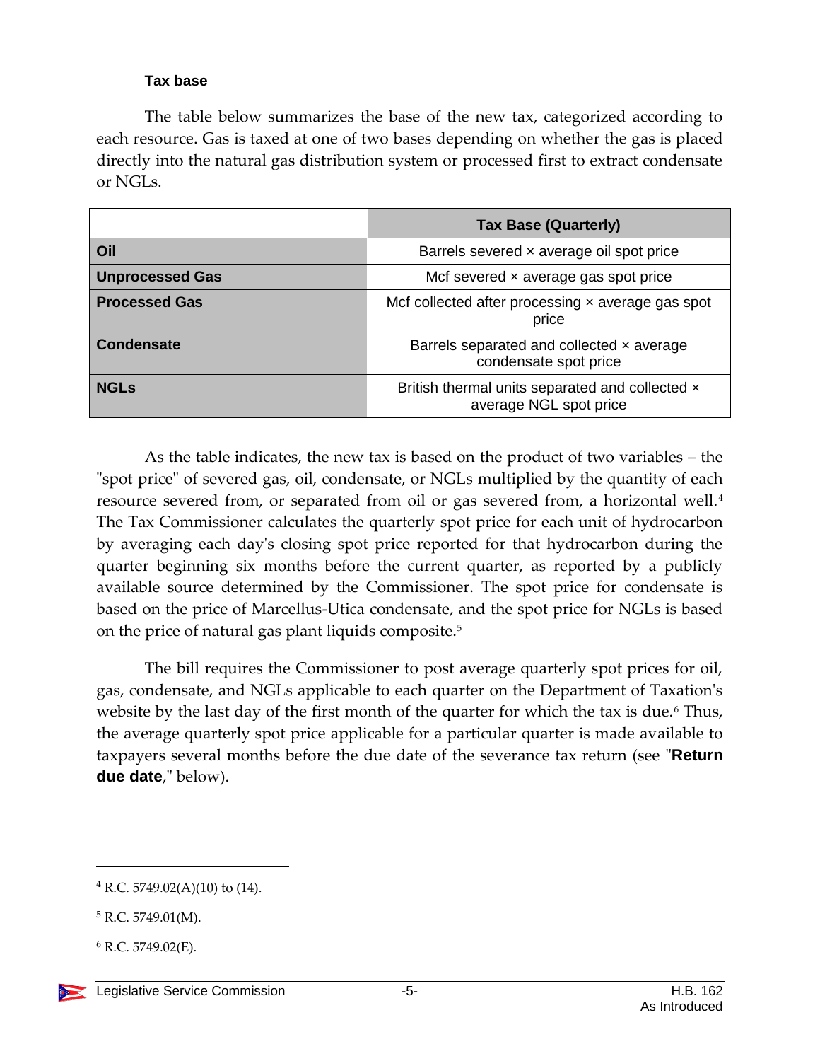#### Tax base

The table below summarizes the base of the new tax, categorized according to each resource. Gas is taxed at one of two bases depending on whether the gas is placed directly into the natural gas distribution system or processed first to extract condensate or NGLs.

| | Tax Base (Quarterly) |
|---|---|
| **Oil** | Barrels severed × average oil spot price |
| **Unprocessed Gas** | Mcf severed × average gas spot price |
| **Processed Gas** | Mcf collected after processing × average gas spot price |
| **Condensate** | Barrels separated and collected × average condensate spot price |
| **NGLs** | British thermal units separated and collected × average NGL spot price |

As the table indicates, the new tax is based on the product of two variables – the "spot price" of severed gas, oil, condensate, or NGLs multiplied by the quantity of each resource severed from, or separated from oil or gas severed from, a horizontal well.[4] The Tax Commissioner calculates the quarterly spot price for each unit of hydrocarbon by averaging each day's closing spot price reported for that hydrocarbon during the quarter beginning six months before the current quarter, as reported by a publicly available source determined by the Commissioner. The spot price for condensate is based on the price of Marcellus-Utica condensate, and the spot price for NGLs is based on the price of natural gas plant liquids composite.[5]

The bill requires the Commissioner to post average quarterly spot prices for oil, gas, condensate, and NGLs applicable to each quarter on the Department of Taxation's website by the last day of the first month of the quarter for which the tax is due.[6] Thus, the average quarterly spot price applicable for a particular quarter is made available to taxpayers several months before the due date of the severance tax return (see "**Return due date**," below).

---

[4] R.C. 5749.02(A)(10) to (14).

[5] R.C. 5749.01(M).

[6] R.C. 5749.02(E).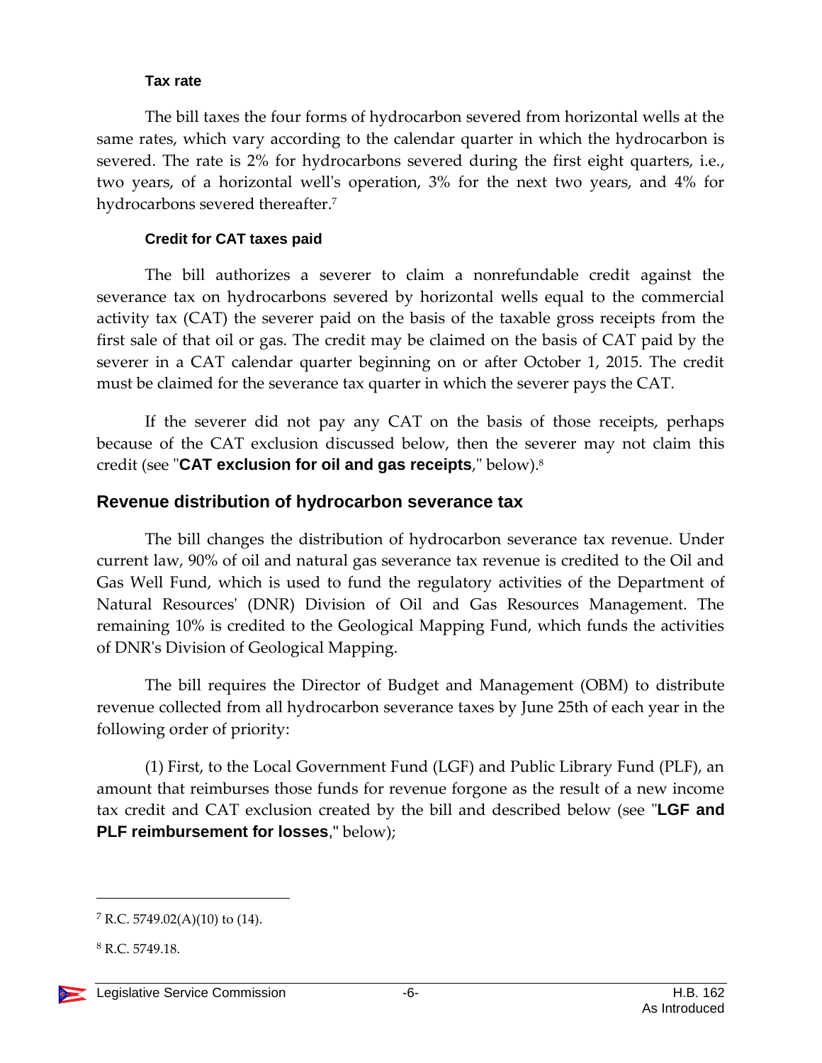#### Tax rate

The bill taxes the four forms of hydrocarbon severed from horizontal wells at the same rates, which vary according to the calendar quarter in which the hydrocarbon is severed. The rate is 2% for hydrocarbons severed during the first eight quarters, i.e., two years, of a horizontal well's operation, 3% for the next two years, and 4% for hydrocarbons severed thereafter.[7]

#### Credit for CAT taxes paid

The bill authorizes a severer to claim a nonrefundable credit against the severance tax on hydrocarbons severed by horizontal wells equal to the commercial activity tax (CAT) the severer paid on the basis of the taxable gross receipts from the first sale of that oil or gas. The credit may be claimed on the basis of CAT paid by the severer in a CAT calendar quarter beginning on or after October 1, 2015. The credit must be claimed for the severance tax quarter in which the severer pays the CAT.

If the severer did not pay any CAT on the basis of those receipts, perhaps because of the CAT exclusion discussed below, then the severer may not claim this credit (see "**CAT exclusion for oil and gas receipts**," below).[8]

### Revenue distribution of hydrocarbon severance tax

The bill changes the distribution of hydrocarbon severance tax revenue. Under current law, 90% of oil and natural gas severance tax revenue is credited to the Oil and Gas Well Fund, which is used to fund the regulatory activities of the Department of Natural Resources' (DNR) Division of Oil and Gas Resources Management. The remaining 10% is credited to the Geological Mapping Fund, which funds the activities of DNR's Division of Geological Mapping.

The bill requires the Director of Budget and Management (OBM) to distribute revenue collected from all hydrocarbon severance taxes by June 25th of each year in the following order of priority:

(1) First, to the Local Government Fund (LGF) and Public Library Fund (PLF), an amount that reimburses those funds for revenue forgone as the result of a new income tax credit and CAT exclusion created by the bill and described below (see "**LGF and PLF reimbursement for losses**," below);

---

[7] R.C. 5749.02(A)(10) to (14).

[8] R.C. 5749.18.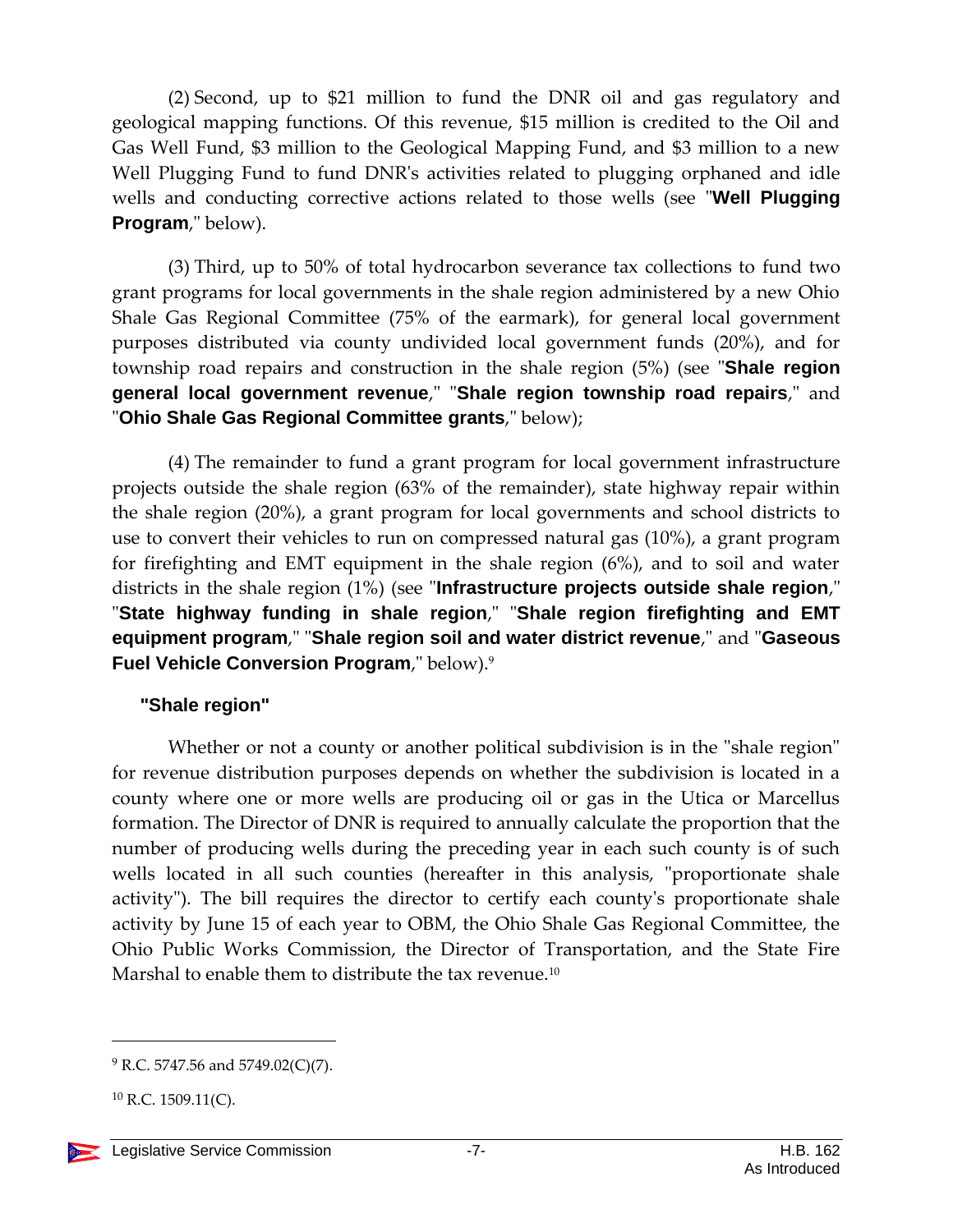(2) Second, up to $21 million to fund the DNR oil and gas regulatory and geological mapping functions. Of this revenue, $15 million is credited to the Oil and Gas Well Fund, $3 million to the Geological Mapping Fund, and $3 million to a new Well Plugging Fund to fund DNR's activities related to plugging orphaned and idle wells and conducting corrective actions related to those wells (see "**Well Plugging Program**," below).

(3) Third, up to 50% of total hydrocarbon severance tax collections to fund two grant programs for local governments in the shale region administered by a new Ohio Shale Gas Regional Committee (75% of the earmark), for general local government purposes distributed via county undivided local government funds (20%), and for township road repairs and construction in the shale region (5%) (see "**Shale region general local government revenue**," "**Shale region township road repairs**," and "**Ohio Shale Gas Regional Committee grants**," below);

(4) The remainder to fund a grant program for local government infrastructure projects outside the shale region (63% of the remainder), state highway repair within the shale region (20%), a grant program for local governments and school districts to use to convert their vehicles to run on compressed natural gas (10%), a grant program for firefighting and EMT equipment in the shale region (6%), and to soil and water districts in the shale region (1%) (see "**Infrastructure projects outside shale region**," "**State highway funding in shale region**," "**Shale region firefighting and EMT equipment program**," "**Shale region soil and water district revenue**," and "**Gaseous Fuel Vehicle Conversion Program**," below).[9]

### "Shale region"

Whether or not a county or another political subdivision is in the "shale region" for revenue distribution purposes depends on whether the subdivision is located in a county where one or more wells are producing oil or gas in the Utica or Marcellus formation. The Director of DNR is required to annually calculate the proportion that the number of producing wells during the preceding year in each such county is of such wells located in all such counties (hereafter in this analysis, "proportionate shale activity"). The bill requires the director to certify each county's proportionate shale activity by June 15 of each year to OBM, the Ohio Shale Gas Regional Committee, the Ohio Public Works Commission, the Director of Transportation, and the State Fire Marshal to enable them to distribute the tax revenue.[10]

---

[9] R.C. 5747.56 and 5749.02(C)(7).

[10] R.C. 1509.11(C).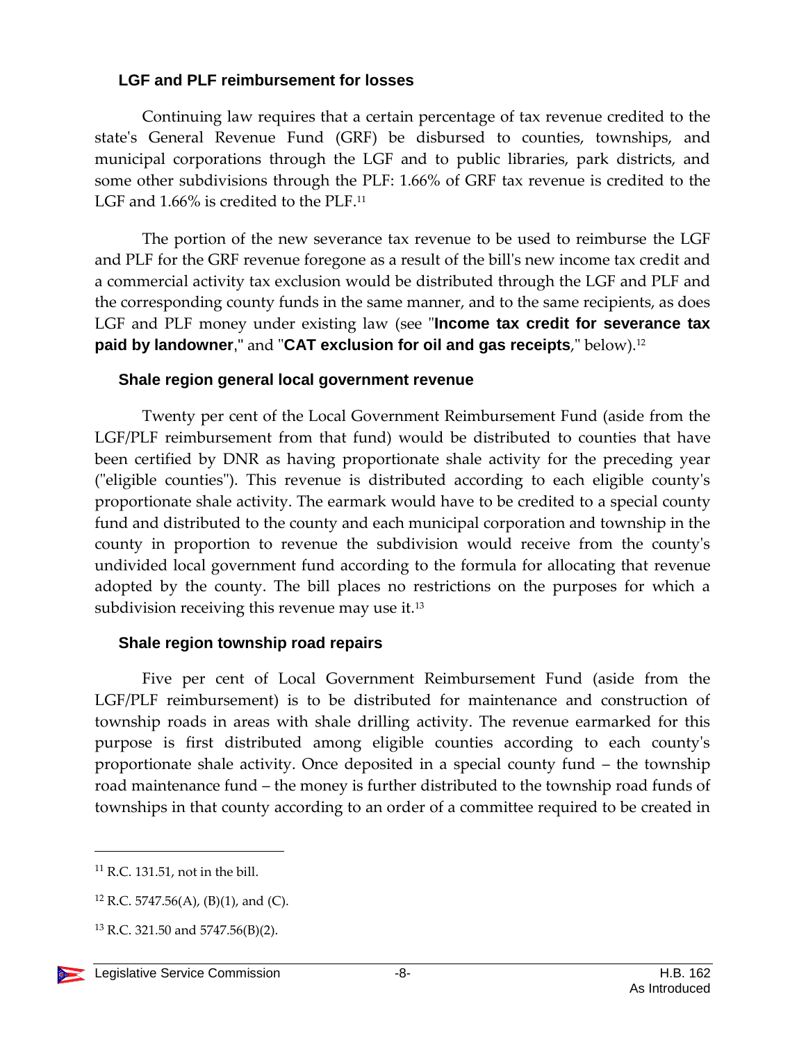### LGF and PLF reimbursement for losses

Continuing law requires that a certain percentage of tax revenue credited to the state's General Revenue Fund (GRF) be disbursed to counties, townships, and municipal corporations through the LGF and to public libraries, park districts, and some other subdivisions through the PLF: 1.66% of GRF tax revenue is credited to the LGF and 1.66% is credited to the PLF.[11]

The portion of the new severance tax revenue to be used to reimburse the LGF and PLF for the GRF revenue foregone as a result of the bill's new income tax credit and a commercial activity tax exclusion would be distributed through the LGF and PLF and the corresponding county funds in the same manner, and to the same recipients, as does LGF and PLF money under existing law (see "**Income tax credit for severance tax paid by landowner**," and "**CAT exclusion for oil and gas receipts**," below).[12]

### Shale region general local government revenue

Twenty per cent of the Local Government Reimbursement Fund (aside from the LGF/PLF reimbursement from that fund) would be distributed to counties that have been certified by DNR as having proportionate shale activity for the preceding year ("eligible counties"). This revenue is distributed according to each eligible county's proportionate shale activity. The earmark would have to be credited to a special county fund and distributed to the county and each municipal corporation and township in the county in proportion to revenue the subdivision would receive from the county's undivided local government fund according to the formula for allocating that revenue adopted by the county. The bill places no restrictions on the purposes for which a subdivision receiving this revenue may use it.[13]

### Shale region township road repairs

Five per cent of Local Government Reimbursement Fund (aside from the LGF/PLF reimbursement) is to be distributed for maintenance and construction of township roads in areas with shale drilling activity. The revenue earmarked for this purpose is first distributed among eligible counties according to each county's proportionate shale activity. Once deposited in a special county fund – the township road maintenance fund – the money is further distributed to the township road funds of townships in that county according to an order of a committee required to be created in

---

[11] R.C. 131.51, not in the bill.

[12] R.C. 5747.56(A), (B)(1), and (C).

[13] R.C. 321.50 and 5747.56(B)(2).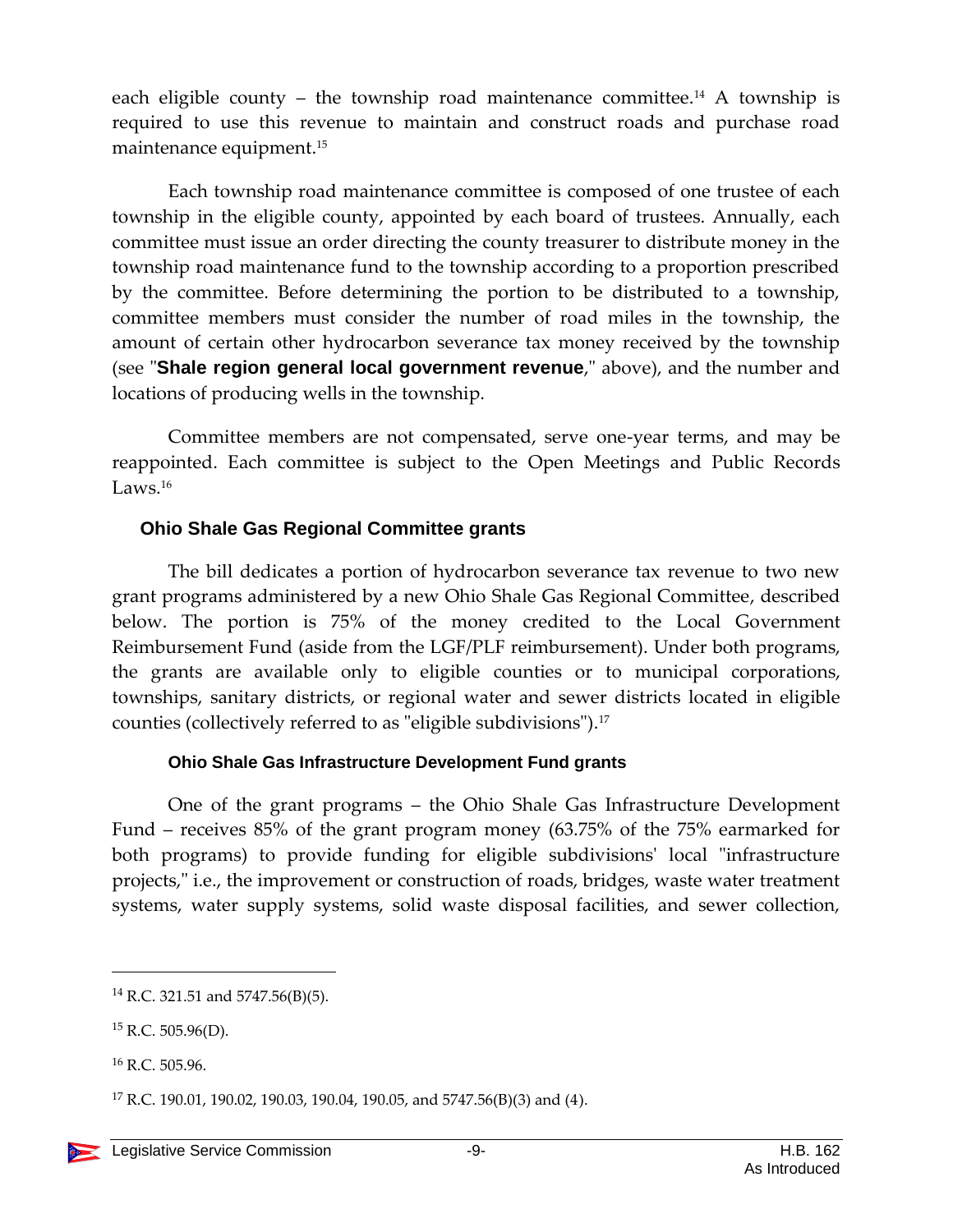each eligible county – the township road maintenance committee.[14] A township is required to use this revenue to maintain and construct roads and purchase road maintenance equipment.[15]

Each township road maintenance committee is composed of one trustee of each township in the eligible county, appointed by each board of trustees. Annually, each committee must issue an order directing the county treasurer to distribute money in the township road maintenance fund to the township according to a proportion prescribed by the committee. Before determining the portion to be distributed to a township, committee members must consider the number of road miles in the township, the amount of certain other hydrocarbon severance tax money received by the township (see "**Shale region general local government revenue**," above), and the number and locations of producing wells in the township.

Committee members are not compensated, serve one-year terms, and may be reappointed. Each committee is subject to the Open Meetings and Public Records Laws.[16]

### Ohio Shale Gas Regional Committee grants

The bill dedicates a portion of hydrocarbon severance tax revenue to two new grant programs administered by a new Ohio Shale Gas Regional Committee, described below. The portion is 75% of the money credited to the Local Government Reimbursement Fund (aside from the LGF/PLF reimbursement). Under both programs, the grants are available only to eligible counties or to municipal corporations, townships, sanitary districts, or regional water and sewer districts located in eligible counties (collectively referred to as "eligible subdivisions").[17]

#### Ohio Shale Gas Infrastructure Development Fund grants

One of the grant programs – the Ohio Shale Gas Infrastructure Development Fund – receives 85% of the grant program money (63.75% of the 75% earmarked for both programs) to provide funding for eligible subdivisions' local "infrastructure projects," i.e., the improvement or construction of roads, bridges, waste water treatment systems, water supply systems, solid waste disposal facilities, and sewer collection,

---

[14] R.C. 321.51 and 5747.56(B)(5).

[15] R.C. 505.96(D).

[16] R.C. 505.96.

[17] R.C. 190.01, 190.02, 190.03, 190.04, 190.05, and 5747.56(B)(3) and (4).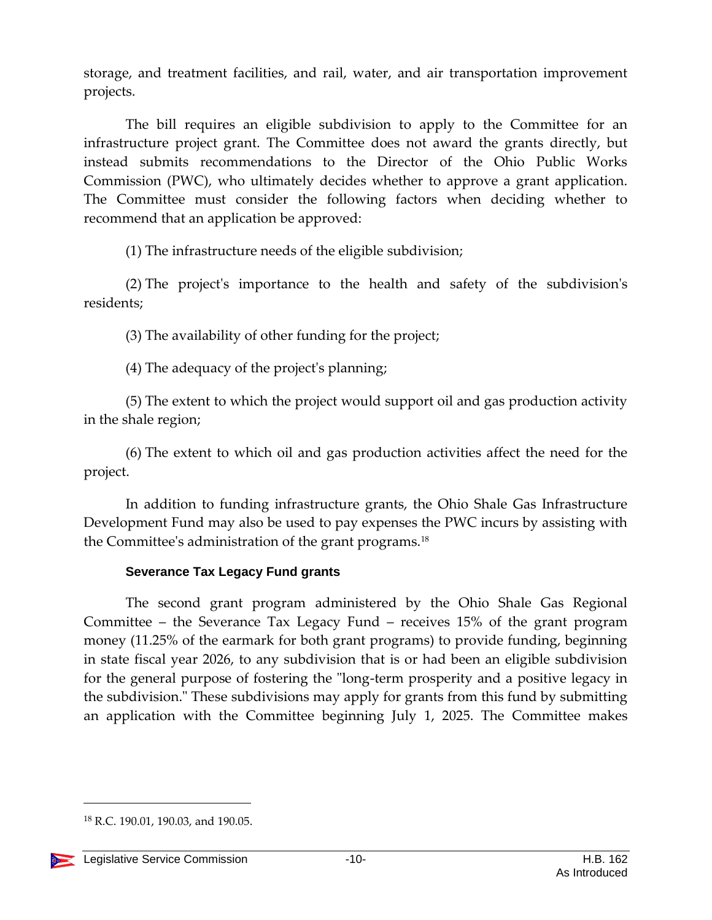storage, and treatment facilities, and rail, water, and air transportation improvement projects.

The bill requires an eligible subdivision to apply to the Committee for an infrastructure project grant. The Committee does not award the grants directly, but instead submits recommendations to the Director of the Ohio Public Works Commission (PWC), who ultimately decides whether to approve a grant application. The Committee must consider the following factors when deciding whether to recommend that an application be approved:

(1) The infrastructure needs of the eligible subdivision;

(2) The project's importance to the health and safety of the subdivision's residents;

(3) The availability of other funding for the project;

(4) The adequacy of the project's planning;

(5) The extent to which the project would support oil and gas production activity in the shale region;

(6) The extent to which oil and gas production activities affect the need for the project.

In addition to funding infrastructure grants, the Ohio Shale Gas Infrastructure Development Fund may also be used to pay expenses the PWC incurs by assisting with the Committee's administration of the grant programs.[18]

#### Severance Tax Legacy Fund grants

The second grant program administered by the Ohio Shale Gas Regional Committee – the Severance Tax Legacy Fund – receives 15% of the grant program money (11.25% of the earmark for both grant programs) to provide funding, beginning in state fiscal year 2026, to any subdivision that is or had been an eligible subdivision for the general purpose of fostering the "long-term prosperity and a positive legacy in the subdivision." These subdivisions may apply for grants from this fund by submitting an application with the Committee beginning July 1, 2025. The Committee makes

---

[18] R.C. 190.01, 190.03, and 190.05.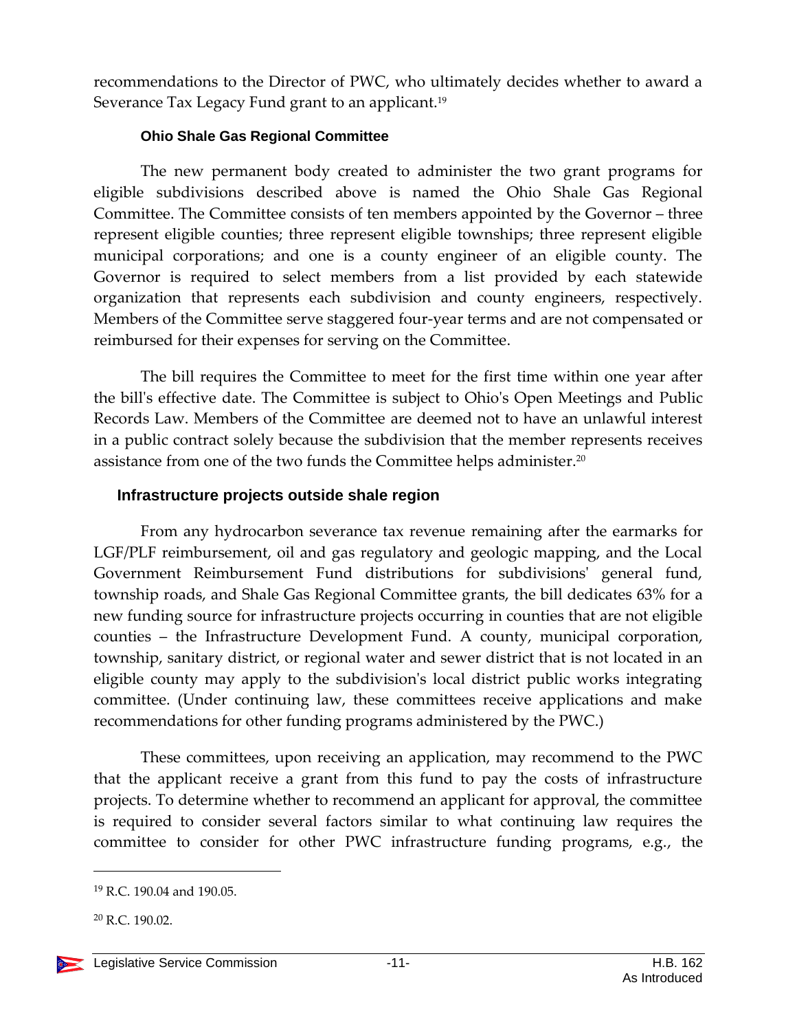recommendations to the Director of PWC, who ultimately decides whether to award a Severance Tax Legacy Fund grant to an applicant.[19]

#### Ohio Shale Gas Regional Committee

The new permanent body created to administer the two grant programs for eligible subdivisions described above is named the Ohio Shale Gas Regional Committee. The Committee consists of ten members appointed by the Governor – three represent eligible counties; three represent eligible townships; three represent eligible municipal corporations; and one is a county engineer of an eligible county. The Governor is required to select members from a list provided by each statewide organization that represents each subdivision and county engineers, respectively. Members of the Committee serve staggered four-year terms and are not compensated or reimbursed for their expenses for serving on the Committee.

The bill requires the Committee to meet for the first time within one year after the bill's effective date. The Committee is subject to Ohio's Open Meetings and Public Records Law. Members of the Committee are deemed not to have an unlawful interest in a public contract solely because the subdivision that the member represents receives assistance from one of the two funds the Committee helps administer.[20]

### Infrastructure projects outside shale region

From any hydrocarbon severance tax revenue remaining after the earmarks for LGF/PLF reimbursement, oil and gas regulatory and geologic mapping, and the Local Government Reimbursement Fund distributions for subdivisions' general fund, township roads, and Shale Gas Regional Committee grants, the bill dedicates 63% for a new funding source for infrastructure projects occurring in counties that are not eligible counties – the Infrastructure Development Fund. A county, municipal corporation, township, sanitary district, or regional water and sewer district that is not located in an eligible county may apply to the subdivision's local district public works integrating committee. (Under continuing law, these committees receive applications and make recommendations for other funding programs administered by the PWC.)

These committees, upon receiving an application, may recommend to the PWC that the applicant receive a grant from this fund to pay the costs of infrastructure projects. To determine whether to recommend an applicant for approval, the committee is required to consider several factors similar to what continuing law requires the committee to consider for other PWC infrastructure funding programs, e.g., the

---

[19] R.C. 190.04 and 190.05.

[20] R.C. 190.02.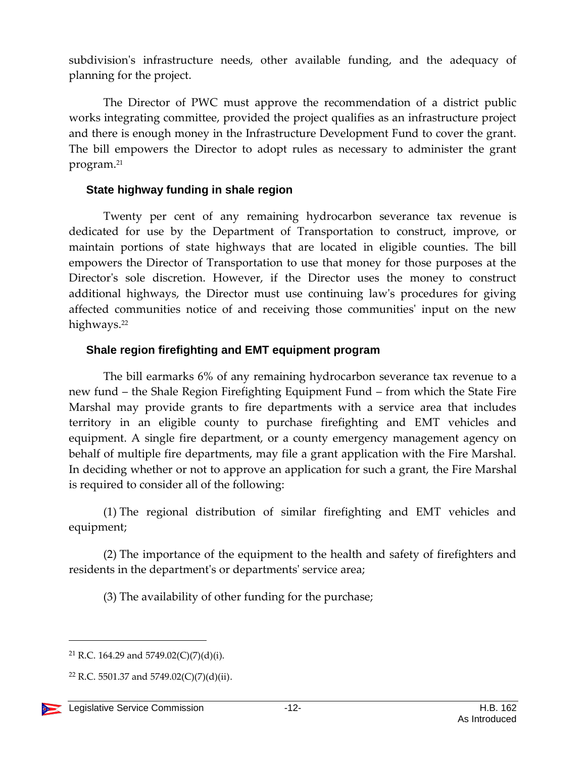subdivision's infrastructure needs, other available funding, and the adequacy of planning for the project.

The Director of PWC must approve the recommendation of a district public works integrating committee, provided the project qualifies as an infrastructure project and there is enough money in the Infrastructure Development Fund to cover the grant. The bill empowers the Director to adopt rules as necessary to administer the grant program.[21]

### State highway funding in shale region

Twenty per cent of any remaining hydrocarbon severance tax revenue is dedicated for use by the Department of Transportation to construct, improve, or maintain portions of state highways that are located in eligible counties. The bill empowers the Director of Transportation to use that money for those purposes at the Director's sole discretion. However, if the Director uses the money to construct additional highways, the Director must use continuing law's procedures for giving affected communities notice of and receiving those communities' input on the new highways.[22]

### Shale region firefighting and EMT equipment program

The bill earmarks 6% of any remaining hydrocarbon severance tax revenue to a new fund – the Shale Region Firefighting Equipment Fund – from which the State Fire Marshal may provide grants to fire departments with a service area that includes territory in an eligible county to purchase firefighting and EMT vehicles and equipment. A single fire department, or a county emergency management agency on behalf of multiple fire departments, may file a grant application with the Fire Marshal. In deciding whether or not to approve an application for such a grant, the Fire Marshal is required to consider all of the following:

(1) The regional distribution of similar firefighting and EMT vehicles and equipment;

(2) The importance of the equipment to the health and safety of firefighters and residents in the department's or departments' service area;

(3) The availability of other funding for the purchase;

---

[21] R.C. 164.29 and 5749.02(C)(7)(d)(i).

[22] R.C. 5501.37 and 5749.02(C)(7)(d)(ii).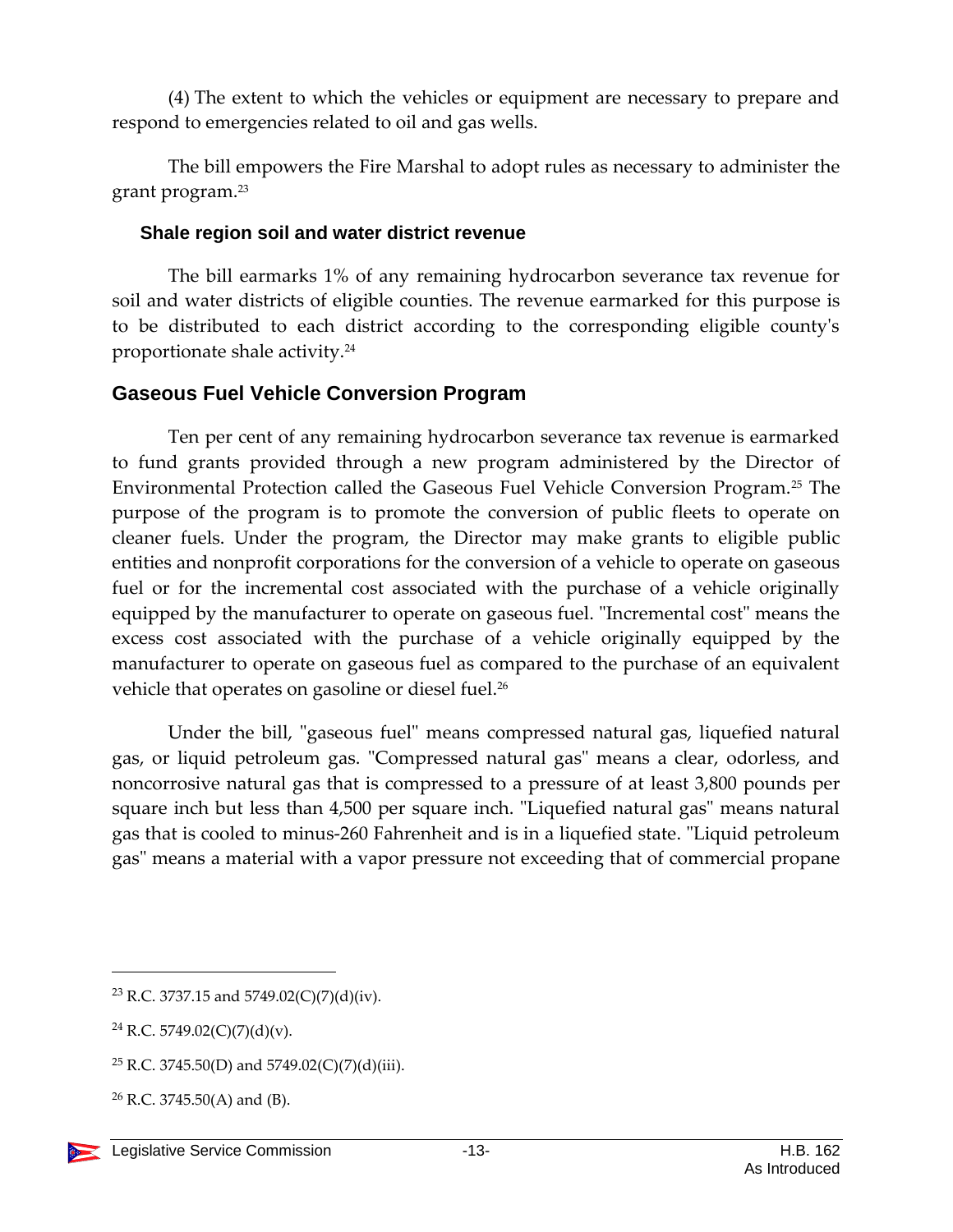(4) The extent to which the vehicles or equipment are necessary to prepare and respond to emergencies related to oil and gas wells.

The bill empowers the Fire Marshal to adopt rules as necessary to administer the grant program.[23]

### Shale region soil and water district revenue

The bill earmarks 1% of any remaining hydrocarbon severance tax revenue for soil and water districts of eligible counties. The revenue earmarked for this purpose is to be distributed to each district according to the corresponding eligible county's proportionate shale activity.[24]

## Gaseous Fuel Vehicle Conversion Program

Ten per cent of any remaining hydrocarbon severance tax revenue is earmarked to fund grants provided through a new program administered by the Director of Environmental Protection called the Gaseous Fuel Vehicle Conversion Program.[25] The purpose of the program is to promote the conversion of public fleets to operate on cleaner fuels. Under the program, the Director may make grants to eligible public entities and nonprofit corporations for the conversion of a vehicle to operate on gaseous fuel or for the incremental cost associated with the purchase of a vehicle originally equipped by the manufacturer to operate on gaseous fuel. "Incremental cost" means the excess cost associated with the purchase of a vehicle originally equipped by the manufacturer to operate on gaseous fuel as compared to the purchase of an equivalent vehicle that operates on gasoline or diesel fuel.[26]

Under the bill, "gaseous fuel" means compressed natural gas, liquefied natural gas, or liquid petroleum gas. "Compressed natural gas" means a clear, odorless, and noncorrosive natural gas that is compressed to a pressure of at least 3,800 pounds per square inch but less than 4,500 per square inch. "Liquefied natural gas" means natural gas that is cooled to minus-260 Fahrenheit and is in a liquefied state. "Liquid petroleum gas" means a material with a vapor pressure not exceeding that of commercial propane

---

[23] R.C. 3737.15 and 5749.02(C)(7)(d)(iv).

[24] R.C. 5749.02(C)(7)(d)(v).

[25] R.C. 3745.50(D) and 5749.02(C)(7)(d)(iii).

[26] R.C. 3745.50(A) and (B).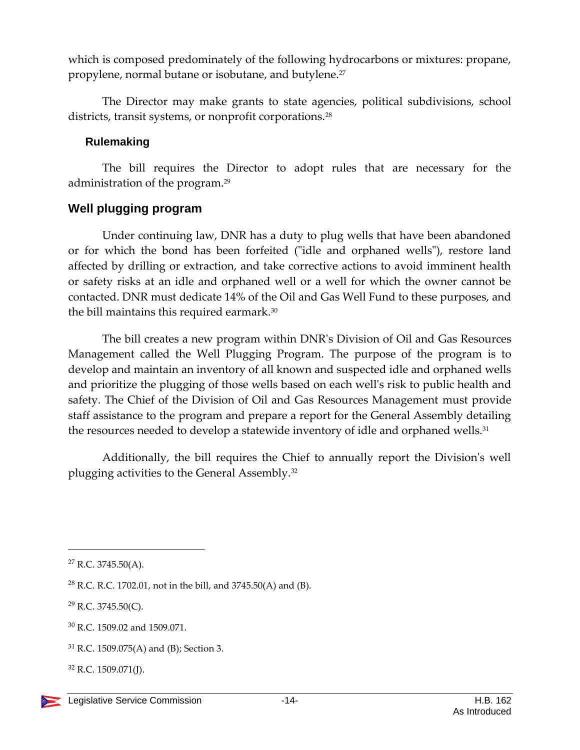which is composed predominately of the following hydrocarbons or mixtures: propane, propylene, normal butane or isobutane, and butylene.[27]

The Director may make grants to state agencies, political subdivisions, school districts, transit systems, or nonprofit corporations.[28]

### Rulemaking

The bill requires the Director to adopt rules that are necessary for the administration of the program.[29]

## Well plugging program

Under continuing law, DNR has a duty to plug wells that have been abandoned or for which the bond has been forfeited ("idle and orphaned wells"), restore land affected by drilling or extraction, and take corrective actions to avoid imminent health or safety risks at an idle and orphaned well or a well for which the owner cannot be contacted. DNR must dedicate 14% of the Oil and Gas Well Fund to these purposes, and the bill maintains this required earmark.[30]

The bill creates a new program within DNR's Division of Oil and Gas Resources Management called the Well Plugging Program. The purpose of the program is to develop and maintain an inventory of all known and suspected idle and orphaned wells and prioritize the plugging of those wells based on each well's risk to public health and safety. The Chief of the Division of Oil and Gas Resources Management must provide staff assistance to the program and prepare a report for the General Assembly detailing the resources needed to develop a statewide inventory of idle and orphaned wells.[31]

Additionally, the bill requires the Chief to annually report the Division's well plugging activities to the General Assembly.[32]

---

[27] R.C. 3745.50(A).

[28] R.C. R.C. 1702.01, not in the bill, and 3745.50(A) and (B).

[29] R.C. 3745.50(C).

[30] R.C. 1509.02 and 1509.071.

[31] R.C. 1509.075(A) and (B); Section 3.

[32] R.C. 1509.071(J).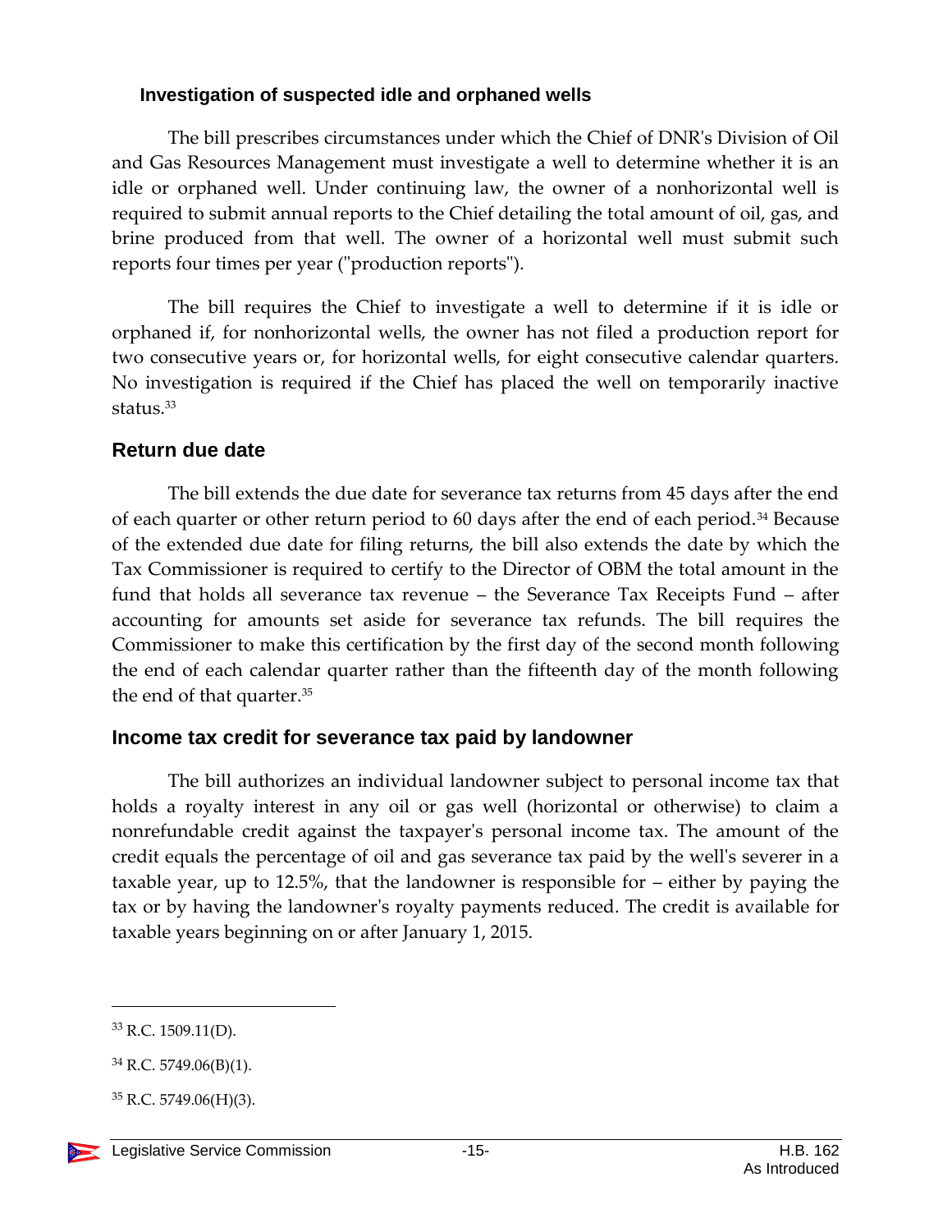### Investigation of suspected idle and orphaned wells

The bill prescribes circumstances under which the Chief of DNR's Division of Oil and Gas Resources Management must investigate a well to determine whether it is an idle or orphaned well. Under continuing law, the owner of a nonhorizontal well is required to submit annual reports to the Chief detailing the total amount of oil, gas, and brine produced from that well. The owner of a horizontal well must submit such reports four times per year ("production reports").

The bill requires the Chief to investigate a well to determine if it is idle or orphaned if, for nonhorizontal wells, the owner has not filed a production report for two consecutive years or, for horizontal wells, for eight consecutive calendar quarters. No investigation is required if the Chief has placed the well on temporarily inactive status.[33]

## Return due date

The bill extends the due date for severance tax returns from 45 days after the end of each quarter or other return period to 60 days after the end of each period.[34] Because of the extended due date for filing returns, the bill also extends the date by which the Tax Commissioner is required to certify to the Director of OBM the total amount in the fund that holds all severance tax revenue – the Severance Tax Receipts Fund – after accounting for amounts set aside for severance tax refunds. The bill requires the Commissioner to make this certification by the first day of the second month following the end of each calendar quarter rather than the fifteenth day of the month following the end of that quarter.[35]

## Income tax credit for severance tax paid by landowner

The bill authorizes an individual landowner subject to personal income tax that holds a royalty interest in any oil or gas well (horizontal or otherwise) to claim a nonrefundable credit against the taxpayer's personal income tax. The amount of the credit equals the percentage of oil and gas severance tax paid by the well's severer in a taxable year, up to 12.5%, that the landowner is responsible for – either by paying the tax or by having the landowner's royalty payments reduced. The credit is available for taxable years beginning on or after January 1, 2015.

---

[33] R.C. 1509.11(D).

[34] R.C. 5749.06(B)(1).

[35] R.C. 5749.06(H)(3).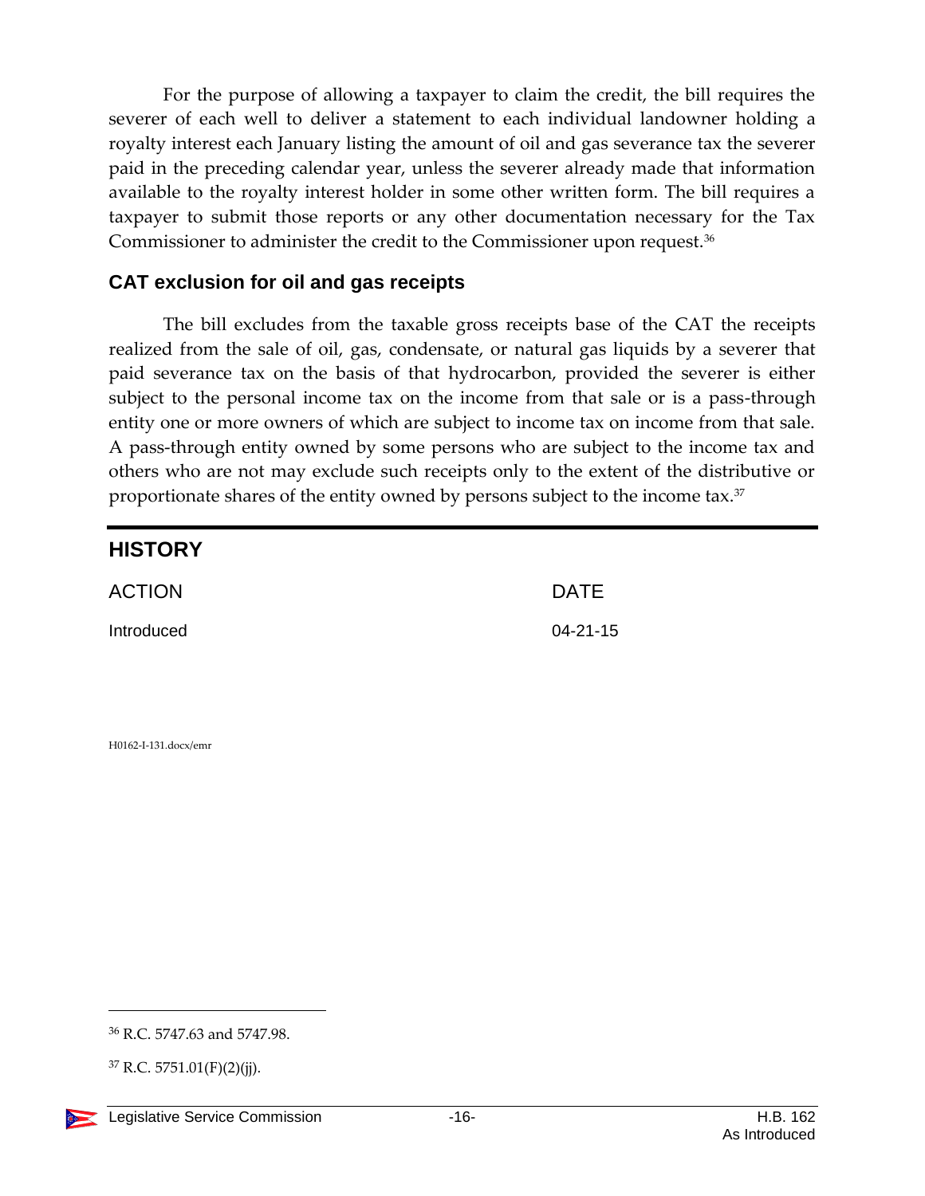For the purpose of allowing a taxpayer to claim the credit, the bill requires the severer of each well to deliver a statement to each individual landowner holding a royalty interest each January listing the amount of oil and gas severance tax the severer paid in the preceding calendar year, unless the severer already made that information available to the royalty interest holder in some other written form. The bill requires a taxpayer to submit those reports or any other documentation necessary for the Tax Commissioner to administer the credit to the Commissioner upon request.[36]

### CAT exclusion for oil and gas receipts

The bill excludes from the taxable gross receipts base of the CAT the receipts realized from the sale of oil, gas, condensate, or natural gas liquids by a severer that paid severance tax on the basis of that hydrocarbon, provided the severer is either subject to the personal income tax on the income from that sale or is a pass-through entity one or more owners of which are subject to income tax on income from that sale. A pass-through entity owned by some persons who are subject to the income tax and others who are not may exclude such receipts only to the extent of the distributive or proportionate shares of the entity owned by persons subject to the income tax.[37]

## HISTORY

| ACTION | DATE |
| --- | --- |
| Introduced | 04-21-15 |

H0162-I-131.docx/emr

[36] R.C. 5747.63 and 5747.98.

[37] R.C. 5751.01(F)(2)(jj).